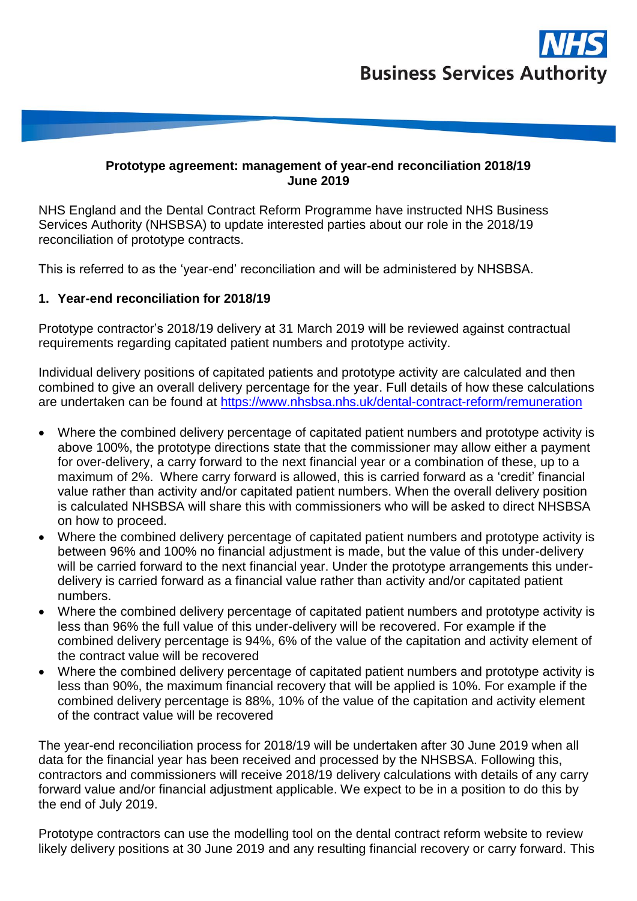**Prototype agreement: management of year-end reconciliation 2018/19**
**June 2019**

NHS England and the Dental Contract Reform Programme have instructed NHS Business Services Authority (NHSBSA) to update interested parties about our role in the 2018/19 reconciliation of prototype contracts.

This is referred to as the 'year-end' reconciliation and will be administered by NHSBSA.

## 1. Year-end reconciliation for 2018/19

Prototype contractor's 2018/19 delivery at 31 March 2019 will be reviewed against contractual requirements regarding capitated patient numbers and prototype activity.

Individual delivery positions of capitated patients and prototype activity are calculated and then combined to give an overall delivery percentage for the year. Full details of how these calculations are undertaken can be found at https://www.nhsbsa.nhs.uk/dental-contract-reform/remuneration

- Where the combined delivery percentage of capitated patient numbers and prototype activity is above 100%, the prototype directions state that the commissioner may allow either a payment for over-delivery, a carry forward to the next financial year or a combination of these, up to a maximum of 2%. Where carry forward is allowed, this is carried forward as a 'credit' financial value rather than activity and/or capitated patient numbers. When the overall delivery position is calculated NHSBSA will share this with commissioners who will be asked to direct NHSBSA on how to proceed.
- Where the combined delivery percentage of capitated patient numbers and prototype activity is between 96% and 100% no financial adjustment is made, but the value of this under-delivery will be carried forward to the next financial year. Under the prototype arrangements this under-delivery is carried forward as a financial value rather than activity and/or capitated patient numbers.
- Where the combined delivery percentage of capitated patient numbers and prototype activity is less than 96% the full value of this under-delivery will be recovered. For example if the combined delivery percentage is 94%, 6% of the value of the capitation and activity element of the contract value will be recovered
- Where the combined delivery percentage of capitated patient numbers and prototype activity is less than 90%, the maximum financial recovery that will be applied is 10%. For example if the combined delivery percentage is 88%, 10% of the value of the capitation and activity element of the contract value will be recovered

The year-end reconciliation process for 2018/19 will be undertaken after 30 June 2019 when all data for the financial year has been received and processed by the NHSBSA. Following this, contractors and commissioners will receive 2018/19 delivery calculations with details of any carry forward value and/or financial adjustment applicable. We expect to be in a position to do this by the end of July 2019.

Prototype contractors can use the modelling tool on the dental contract reform website to review likely delivery positions at 30 June 2019 and any resulting financial recovery or carry forward. This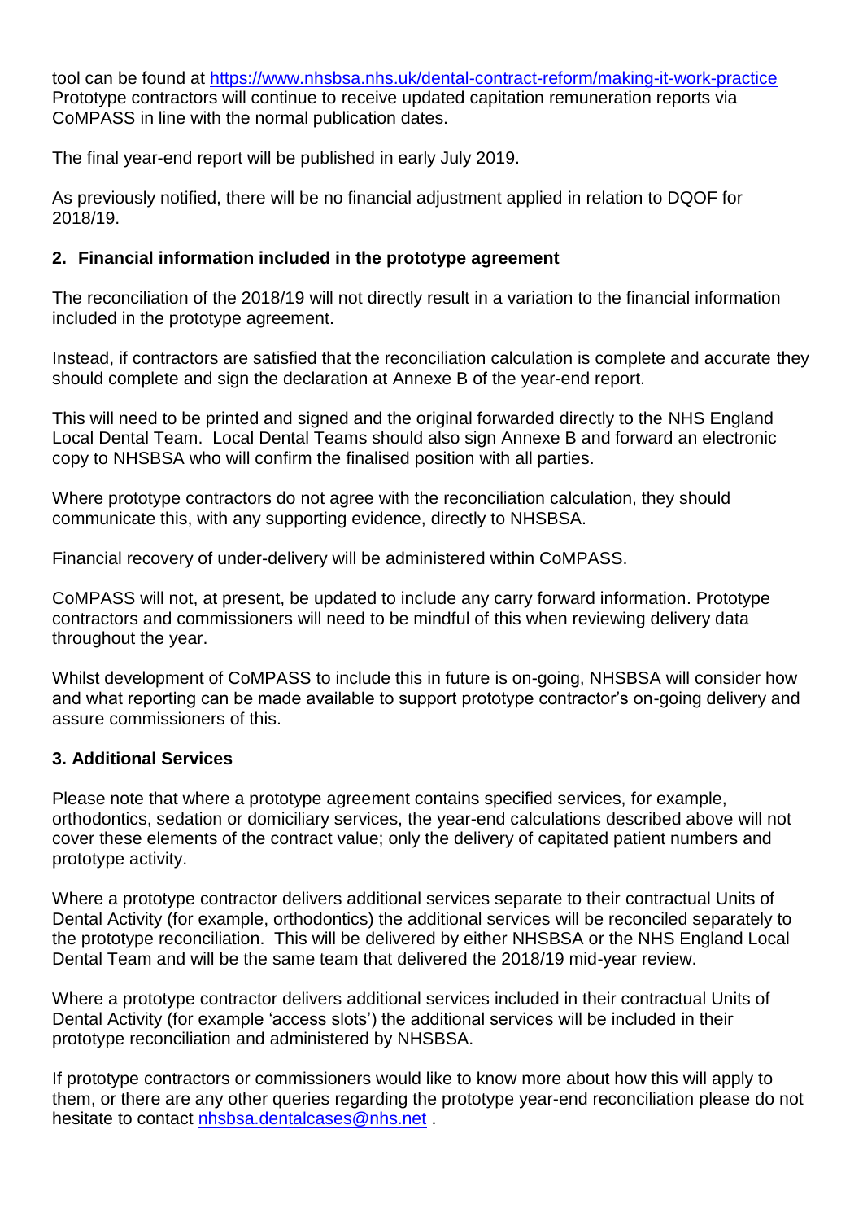tool can be found at https://www.nhsbsa.nhs.uk/dental-contract-reform/making-it-work-practice Prototype contractors will continue to receive updated capitation remuneration reports via CoMPASS in line with the normal publication dates.

The final year-end report will be published in early July 2019.

As previously notified, there will be no financial adjustment applied in relation to DQOF for 2018/19.

## 2. Financial information included in the prototype agreement

The reconciliation of the 2018/19 will not directly result in a variation to the financial information included in the prototype agreement.

Instead, if contractors are satisfied that the reconciliation calculation is complete and accurate they should complete and sign the declaration at Annexe B of the year-end report.

This will need to be printed and signed and the original forwarded directly to the NHS England Local Dental Team. Local Dental Teams should also sign Annexe B and forward an electronic copy to NHSBSA who will confirm the finalised position with all parties.

Where prototype contractors do not agree with the reconciliation calculation, they should communicate this, with any supporting evidence, directly to NHSBSA.

Financial recovery of under-delivery will be administered within CoMPASS.

CoMPASS will not, at present, be updated to include any carry forward information. Prototype contractors and commissioners will need to be mindful of this when reviewing delivery data throughout the year.

Whilst development of CoMPASS to include this in future is on-going, NHSBSA will consider how and what reporting can be made available to support prototype contractor's on-going delivery and assure commissioners of this.

## 3. Additional Services

Please note that where a prototype agreement contains specified services, for example, orthodontics, sedation or domiciliary services, the year-end calculations described above will not cover these elements of the contract value; only the delivery of capitated patient numbers and prototype activity.

Where a prototype contractor delivers additional services separate to their contractual Units of Dental Activity (for example, orthodontics) the additional services will be reconciled separately to the prototype reconciliation. This will be delivered by either NHSBSA or the NHS England Local Dental Team and will be the same team that delivered the 2018/19 mid-year review.

Where a prototype contractor delivers additional services included in their contractual Units of Dental Activity (for example 'access slots') the additional services will be included in their prototype reconciliation and administered by NHSBSA.

If prototype contractors or commissioners would like to know more about how this will apply to them, or there are any other queries regarding the prototype year-end reconciliation please do not hesitate to contact nhsbsa.dentalcases@nhs.net .